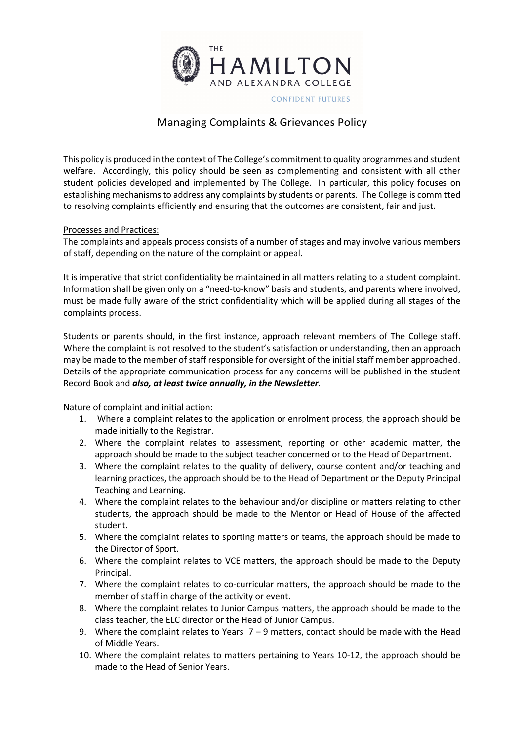# Managing Complaints & Grievances Policy

This policy is produced in the context of The College's commitment to quality programmes and student welfare. Accordingly, this policy should be seen as complementing and consistent with all other student policies developed and implemented by The College. In particular, this policy focuses on establishing mechanisms to address any complaints by students or parents. The College is committed to resolving complaints efficiently and ensuring that the outcomes are consistent, fair and just.

Processes and Practices:

The complaints and appeals process consists of a number of stages and may involve various members of staff, depending on the nature of the complaint or appeal.

It is imperative that strict confidentiality be maintained in all matters relating to a student complaint. Information shall be given only on a "need-to-know" basis and students, and parents where involved, must be made fully aware of the strict confidentiality which will be applied during all stages of the complaints process.

Students or parents should, in the first instance, approach relevant members of The College staff. Where the complaint is not resolved to the student's satisfaction or understanding, then an approach may be made to the member of staff responsible for oversight of the initial staff member approached. Details of the appropriate communication process for any concerns will be published in the student Record Book and ***also, at least twice annually, in the Newsletter***.

Nature of complaint and initial action:

1. Where a complaint relates to the application or enrolment process, the approach should be made initially to the Registrar.
2. Where the complaint relates to assessment, reporting or other academic matter, the approach should be made to the subject teacher concerned or to the Head of Department.
3. Where the complaint relates to the quality of delivery, course content and/or teaching and learning practices, the approach should be to the Head of Department or the Deputy Principal Teaching and Learning.
4. Where the complaint relates to the behaviour and/or discipline or matters relating to other students, the approach should be made to the Mentor or Head of House of the affected student.
5. Where the complaint relates to sporting matters or teams, the approach should be made to the Director of Sport.
6. Where the complaint relates to VCE matters, the approach should be made to the Deputy Principal.
7. Where the complaint relates to co-curricular matters, the approach should be made to the member of staff in charge of the activity or event.
8. Where the complaint relates to Junior Campus matters, the approach should be made to the class teacher, the ELC director or the Head of Junior Campus.
9. Where the complaint relates to Years 7 – 9 matters, contact should be made with the Head of Middle Years.
10. Where the complaint relates to matters pertaining to Years 10-12, the approach should be made to the Head of Senior Years.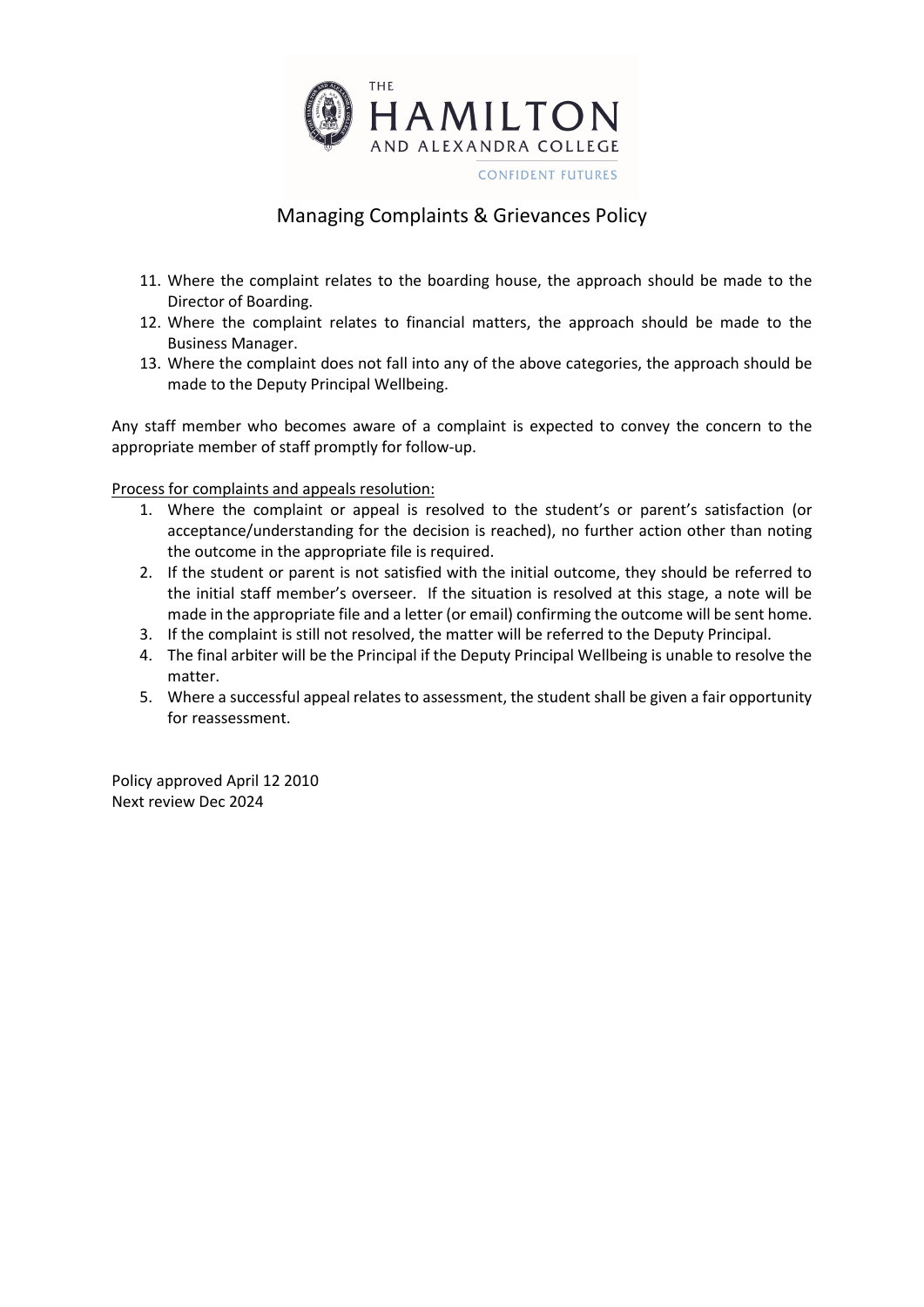# Managing Complaints & Grievances Policy

11. Where the complaint relates to the boarding house, the approach should be made to the Director of Boarding.
12. Where the complaint relates to financial matters, the approach should be made to the Business Manager.
13. Where the complaint does not fall into any of the above categories, the approach should be made to the Deputy Principal Wellbeing.

Any staff member who becomes aware of a complaint is expected to convey the concern to the appropriate member of staff promptly for follow-up.

<u>Process for complaints and appeals resolution:</u>

1. Where the complaint or appeal is resolved to the student's or parent's satisfaction (or acceptance/understanding for the decision is reached), no further action other than noting the outcome in the appropriate file is required.
2. If the student or parent is not satisfied with the initial outcome, they should be referred to the initial staff member's overseer. If the situation is resolved at this stage, a note will be made in the appropriate file and a letter (or email) confirming the outcome will be sent home.
3. If the complaint is still not resolved, the matter will be referred to the Deputy Principal.
4. The final arbiter will be the Principal if the Deputy Principal Wellbeing is unable to resolve the matter.
5. Where a successful appeal relates to assessment, the student shall be given a fair opportunity for reassessment.

Policy approved April 12 2010
Next review Dec 2024